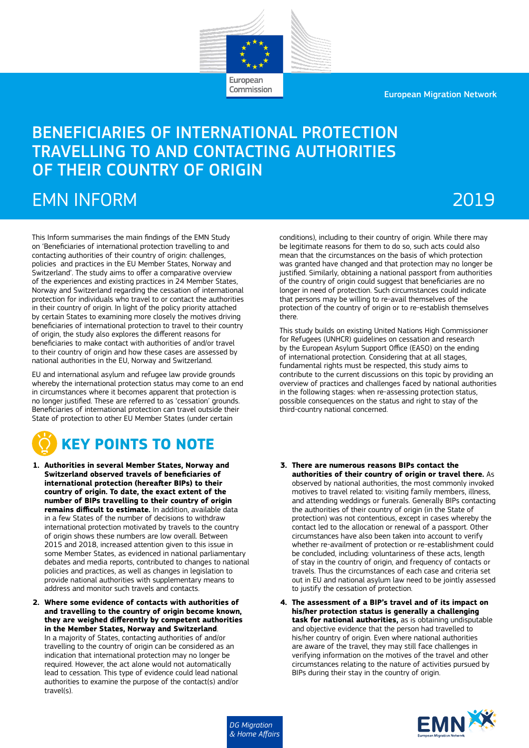European Migration Network

# BENEFICIARIES OF INTERNATIONAL PROTECTION TRAVELLING TO AND CONTACTING AUTHORITIES OF THEIR COUNTRY OF ORIGIN

## EMN INFORM 2019

This Inform summarises the main findings of the EMN Study on 'Beneficiaries of international protection travelling to and contacting authorities of their country of origin: challenges, policies and practices in the EU Member States, Norway and Switzerland'. The study aims to offer a comparative overview of the experiences and existing practices in 24 Member States, Norway and Switzerland regarding the cessation of international protection for individuals who travel to or contact the authorities in their country of origin. In light of the policy priority attached by certain States to examining more closely the motives driving beneficiaries of international protection to travel to their country of origin, the study also explores the different reasons for beneficiaries to make contact with authorities of and/or travel to their country of origin and how these cases are assessed by national authorities in the EU, Norway and Switzerland.

EU and international asylum and refugee law provide grounds whereby the international protection status may come to an end in circumstances where it becomes apparent that protection is no longer justified. These are referred to as 'cessation' grounds. Beneficiaries of international protection can travel outside their State of protection to other EU Member States (under certain conditions), including to their country of origin. While there may be legitimate reasons for them to do so, such acts could also mean that the circumstances on the basis of which protection was granted have changed and that protection may no longer be justified. Similarly, obtaining a national passport from authorities of the country of origin could suggest that beneficiaries are no longer in need of protection. Such circumstances could indicate that persons may be willing to re-avail themselves of the protection of the country of origin or to re-establish themselves there.

This study builds on existing United Nations High Commissioner for Refugees (UNHCR) guidelines on cessation and research by the European Asylum Support Office (EASO) on the ending of international protection. Considering that at all stages, fundamental rights must be respected, this study aims to contribute to the current discussions on this topic by providing an overview of practices and challenges faced by national authorities in the following stages: when re-assessing protection status, possible consequences on the status and right to stay of the third-country national concerned.

## KEY POINTS TO NOTE

1. **Authorities in several Member States, Norway and Switzerland observed travels of beneficiaries of international protection (hereafter BIPs) to their country of origin. To date, the exact extent of the number of BIPs travelling to their country of origin remains difficult to estimate.** In addition, available data in a few States of the number of decisions to withdraw international protection motivated by travels to the country of origin shows these numbers are low overall. Between 2015 and 2018, increased attention given to this issue in some Member States, as evidenced in national parliamentary debates and media reports, contributed to changes to national policies and practices, as well as changes in legislation to provide national authorities with supplementary means to address and monitor such travels and contacts.

2. **Where some evidence of contacts with authorities of and travelling to the country of origin become known, they are weighed differently by competent authorities in the Member States, Norway and Switzerland**.
In a majority of States, contacting authorities of and/or travelling to the country of origin can be considered as an indication that international protection may no longer be required. However, the act alone would not automatically lead to cessation. This type of evidence could lead national authorities to examine the purpose of the contact(s) and/or travel(s).

3. **There are numerous reasons BIPs contact the authorities of their country of origin or travel there.** As observed by national authorities, the most commonly invoked motives to travel related to: visiting family members, illness, and attending weddings or funerals. Generally BIPs contacting the authorities of their country of origin (in the State of protection) was not contentious, except in cases whereby the contact led to the allocation or renewal of a passport. Other circumstances have also been taken into account to verify whether re-availment of protection or re-establishment could be concluded, including: voluntariness of these acts, length of stay in the country of origin, and frequency of contacts or travels. Thus the circumstances of each case and criteria set out in EU and national asylum law need to be jointly assessed to justify the cessation of protection.

4. **The assessment of a BIP's travel and of its impact on his/her protection status is generally a challenging task for national authorities,** as is obtaining undisputable and objective evidence that the person had travelled to his/her country of origin. Even where national authorities are aware of the travel, they may still face challenges in verifying information on the motives of the travel and other circumstances relating to the nature of activities pursued by BIPs during their stay in the country of origin.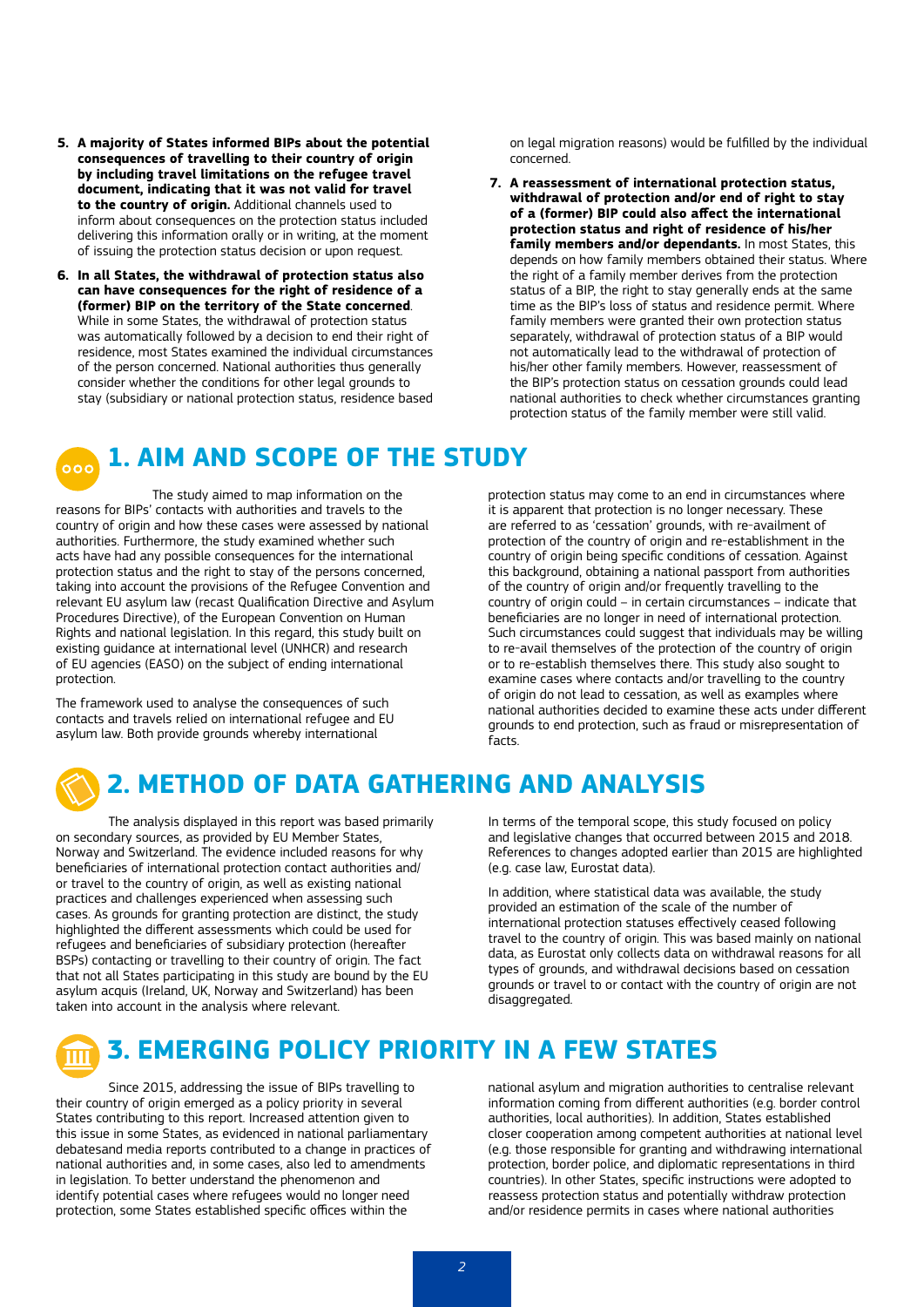5. **A majority of States informed BIPs about the potential consequences of travelling to their country of origin by including travel limitations on the refugee travel document, indicating that it was not valid for travel to the country of origin.** Additional channels used to inform about consequences on the protection status included delivering this information orally or in writing, at the moment of issuing the protection status decision or upon request.

6. **In all States, the withdrawal of protection status also can have consequences for the right of residence of a (former) BIP on the territory of the State concerned**. While in some States, the withdrawal of protection status was automatically followed by a decision to end their right of residence, most States examined the individual circumstances of the person concerned. National authorities thus generally consider whether the conditions for other legal grounds to stay (subsidiary or national protection status, residence based on legal migration reasons) would be fulfilled by the individual concerned.

7. **A reassessment of international protection status, withdrawal of protection and/or end of right to stay of a (former) BIP could also affect the international protection status and right of residence of his/her family members and/or dependants.** In most States, this depends on how family members obtained their status. Where the right of a family member derives from the protection status of a BIP, the right to stay generally ends at the same time as the BIP's loss of status and residence permit. Where family members were granted their own protection status separately, withdrawal of protection status of a BIP would not automatically lead to the withdrawal of protection of his/her other family members. However, reassessment of the BIP's protection status on cessation grounds could lead national authorities to check whether circumstances granting protection status of the family member were still valid.

# 1. AIM AND SCOPE OF THE STUDY

The study aimed to map information on the reasons for BIPs' contacts with authorities and travels to the country of origin and how these cases were assessed by national authorities. Furthermore, the study examined whether such acts have had any possible consequences for the international protection status and the right to stay of the persons concerned, taking into account the provisions of the Refugee Convention and relevant EU asylum law (recast Qualification Directive and Asylum Procedures Directive), of the European Convention on Human Rights and national legislation. In this regard, this study built on existing guidance at international level (UNHCR) and research of EU agencies (EASO) on the subject of ending international protection.

The framework used to analyse the consequences of such contacts and travels relied on international refugee and EU asylum law. Both provide grounds whereby international protection status may come to an end in circumstances where it is apparent that protection is no longer necessary. These are referred to as 'cessation' grounds, with re-availment of protection of the country of origin and re-establishment in the country of origin being specific conditions of cessation. Against this background, obtaining a national passport from authorities of the country of origin and/or frequently travelling to the country of origin could – in certain circumstances – indicate that beneficiaries are no longer in need of international protection. Such circumstances could suggest that individuals may be willing to re-avail themselves of the protection of the country of origin or to re-establish themselves there. This study also sought to examine cases where contacts and/or travelling to the country of origin do not lead to cessation, as well as examples where national authorities decided to examine these acts under different grounds to end protection, such as fraud or misrepresentation of facts.

# 2. METHOD OF DATA GATHERING AND ANALYSIS

The analysis displayed in this report was based primarily on secondary sources, as provided by EU Member States, Norway and Switzerland. The evidence included reasons for why beneficiaries of international protection contact authorities and/or travel to the country of origin, as well as existing national practices and challenges experienced when assessing such cases. As grounds for granting protection are distinct, the study highlighted the different assessments which could be used for refugees and beneficiaries of subsidiary protection (hereafter BSPs) contacting or travelling to their country of origin. The fact that not all States participating in this study are bound by the EU asylum acquis (Ireland, UK, Norway and Switzerland) has been taken into account in the analysis where relevant.

In terms of the temporal scope, this study focused on policy and legislative changes that occurred between 2015 and 2018. References to changes adopted earlier than 2015 are highlighted (e.g. case law, Eurostat data).

In addition, where statistical data was available, the study provided an estimation of the scale of the number of international protection statuses effectively ceased following travel to the country of origin. This was based mainly on national data, as Eurostat only collects data on withdrawal reasons for all types of grounds, and withdrawal decisions based on cessation grounds or travel to or contact with the country of origin are not disaggregated.

# 3. EMERGING POLICY PRIORITY IN A FEW STATES

Since 2015, addressing the issue of BIPs travelling to their country of origin emerged as a policy priority in several States contributing to this report. Increased attention given to this issue in some States, as evidenced in national parliamentary debatesand media reports contributed to a change in practices of national authorities and, in some cases, also led to amendments in legislation. To better understand the phenomenon and identify potential cases where refugees would no longer need protection, some States established specific offices within the national asylum and migration authorities to centralise relevant information coming from different authorities (e.g. border control authorities, local authorities). In addition, States established closer cooperation among competent authorities at national level (e.g. those responsible for granting and withdrawing international protection, border police, and diplomatic representations in third countries). In other States, specific instructions were adopted to reassess protection status and potentially withdraw protection and/or residence permits in cases where national authorities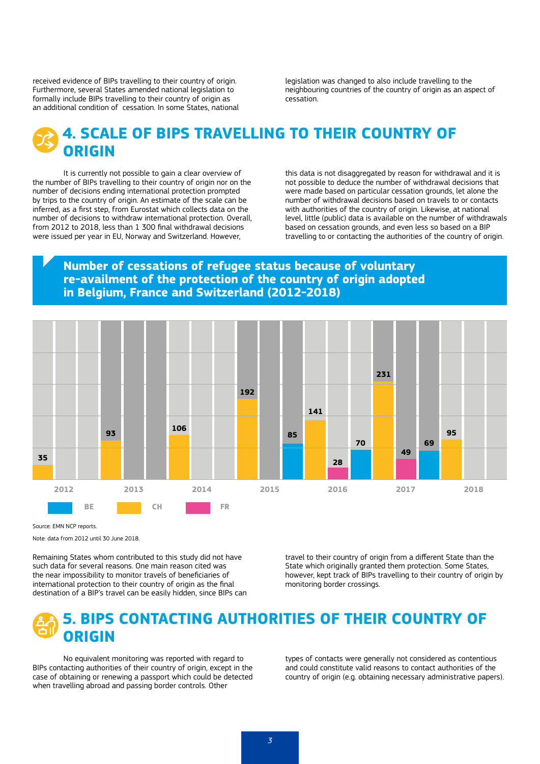received evidence of BIPs travelling to their country of origin. Furthermore, several States amended national legislation to formally include BIPs travelling to their country of origin as an additional condition of cessation. In some States, national legislation was changed to also include travelling to the neighbouring countries of the country of origin as an aspect of cessation.

## 4. SCALE OF BIPS TRAVELLING TO THEIR COUNTRY OF ORIGIN

It is currently not possible to gain a clear overview of the number of BIPs travelling to their country of origin nor on the number of decisions ending international protection prompted by trips to the country of origin. An estimate of the scale can be inferred, as a first step, from Eurostat which collects data on the number of decisions to withdraw international protection. Overall, from 2012 to 2018, less than 1 300 final withdrawal decisions were issued per year in EU, Norway and Switzerland. However, this data is not disaggregated by reason for withdrawal and it is not possible to deduce the number of withdrawal decisions that were made based on particular cessation grounds, let alone the number of withdrawal decisions based on travels to or contacts with authorities of the country of origin. Likewise, at national level, little (public) data is available on the number of withdrawals based on cessation grounds, and even less so based on a BIP travelling to or contacting the authorities of the country of origin.

**Number of cessations of refugee status because of voluntary re-availment of the protection of the country of origin adopted in Belgium, France and Switzerland (2012-2018)**

| Year | BE | CH | FR |
|---|---|---|---|
| 2012 | | 35 | |
| 2013 | | 93 | |
| 2014 | | 106 | |
| 2015 | 85 | 192 | |
| 2016 | 70 | 141 | 28 |
| 2017 | 69 | 231 | 49 |
| 2018 | | 95 | |

Source: EMN NCP reports.

Note: data from 2012 until 30 June 2018.

Remaining States whom contributed to this study did not have such data for several reasons. One main reason cited was the near impossibility to monitor travels of beneficiaries of international protection to their country of origin as the final destination of a BIP's travel can be easily hidden, since BIPs can travel to their country of origin from a different State than the State which originally granted them protection. Some States, however, kept track of BIPs travelling to their country of origin by monitoring border crossings.

## 5. BIPS CONTACTING AUTHORITIES OF THEIR COUNTRY OF ORIGIN

No equivalent monitoring was reported with regard to BIPs contacting authorities of their country of origin, except in the case of obtaining or renewing a passport which could be detected when travelling abroad and passing border controls. Other types of contacts were generally not considered as contentious and could constitute valid reasons to contact authorities of the country of origin (e.g. obtaining necessary administrative papers).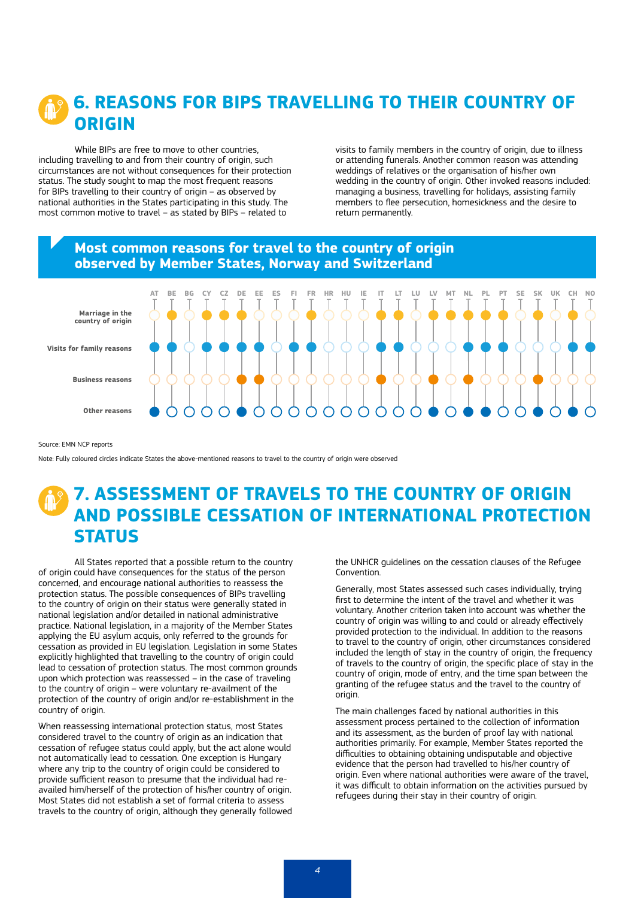# 6. REASONS FOR BIPS TRAVELLING TO THEIR COUNTRY OF ORIGIN

While BIPs are free to move to other countries, including travelling to and from their country of origin, such circumstances are not without consequences for their protection status. The study sought to map the most frequent reasons for BIPs travelling to their country of origin – as observed by national authorities in the States participating in this study. The most common motive to travel – as stated by BIPs – related to visits to family members in the country of origin, due to illness or attending funerals. Another common reason was attending weddings of relatives or the organisation of his/her own wedding in the country of origin. Other invoked reasons included: managing a business, travelling for holidays, assisting family members to flee persecution, homesickness and the desire to return permanently.

**Most common reasons for travel to the country of origin observed by Member States, Norway and Switzerland**

| | AT | BE | BG | CY | CZ | DE | EE | ES | FI | FR | HR | HU | IE | IT | LT | LU | LV | MT | NL | PL | PT | SE | SK | UK | CH | NO |
|---|---|---|---|---|---|---|---|---|---|---|---|---|---|---|---|---|---|---|---|---|---|---|---|---|---|---|
| Marriage in the country of origin | ○ | ● | ○ | ● | ● | ● | ○ | ○ | ○ | ● | ○ | ○ | ○ | ● | ● | ○ | ● | ● | ● | ● | ● | ○ | ● | ○ | ● | ○ |
| Visits for family reasons | ● | ● | ○ | ● | ● | ● | ● | ○ | ● | ● | ○ | ○ | ○ | ● | ● | ○ | ○ | ○ | ● | ● | ● | ○ | ○ | ○ | ● | ● |
| Business reasons | ○ | ○ | ○ | ○ | ○ | ● | ● | ○ | ○ | ○ | ○ | ○ | ○ | ● | ○ | ○ | ● | ○ | ● | ○ | ○ | ○ | ● | ○ | ○ | ○ |
| Other reasons | ● | ○ | ○ | ○ | ○ | ● | ○ | ○ | ○ | ○ | ○ | ○ | ○ | ○ | ○ | ○ | ● | ○ | ● | ● | ○ | ○ | ● | ○ | ● | ○ |

Source: EMN NCP reports

Note: Fully coloured circles indicate States the above-mentioned reasons to travel to the country of origin were observed

# 7. ASSESSMENT OF TRAVELS TO THE COUNTRY OF ORIGIN AND POSSIBLE CESSATION OF INTERNATIONAL PROTECTION STATUS

All States reported that a possible return to the country of origin could have consequences for the status of the person concerned, and encourage national authorities to reassess the protection status. The possible consequences of BIPs travelling to the country of origin on their status were generally stated in national legislation and/or detailed in national administrative practice. National legislation, in a majority of the Member States applying the EU asylum acquis, only referred to the grounds for cessation as provided in EU legislation. Legislation in some States explicitly highlighted that travelling to the country of origin could lead to cessation of protection status. The most common grounds upon which protection was reassessed – in the case of traveling to the country of origin – were voluntary re-availment of the protection of the country of origin and/or re-establishment in the country of origin.

When reassessing international protection status, most States considered travel to the country of origin as an indication that cessation of refugee status could apply, but the act alone would not automatically lead to cessation. One exception is Hungary where any trip to the country of origin could be considered to provide sufficient reason to presume that the individual had re-availed him/herself of the protection of his/her country of origin. Most States did not establish a set of formal criteria to assess travels to the country of origin, although they generally followed the UNHCR guidelines on the cessation clauses of the Refugee Convention.

Generally, most States assessed such cases individually, trying first to determine the intent of the travel and whether it was voluntary. Another criterion taken into account was whether the country of origin was willing to and could or already effectively provided protection to the individual. In addition to the reasons to travel to the country of origin, other circumstances considered included the length of stay in the country of origin, the frequency of travels to the country of origin, the specific place of stay in the country of origin, mode of entry, and the time span between the granting of the refugee status and the travel to the country of origin.

The main challenges faced by national authorities in this assessment process pertained to the collection of information and its assessment, as the burden of proof lay with national authorities primarily. For example, Member States reported the difficulties to obtaining obtaining undisputable and objective evidence that the person had travelled to his/her country of origin. Even where national authorities were aware of the travel, it was difficult to obtain information on the activities pursued by refugees during their stay in their country of origin.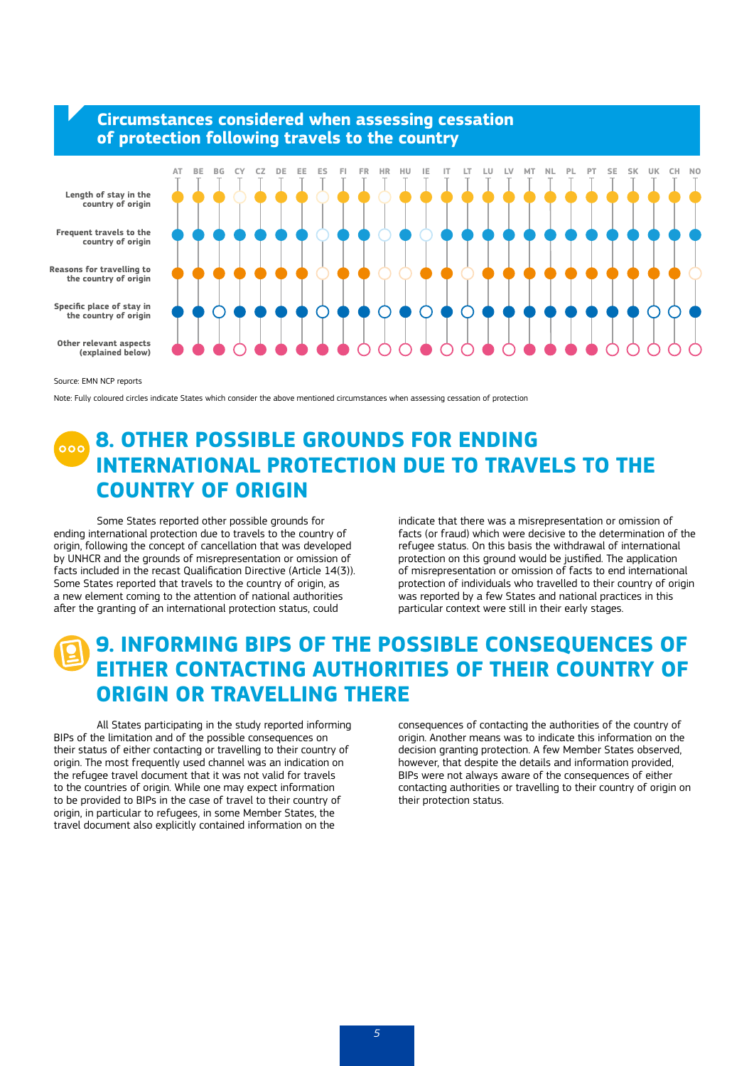## Circumstances considered when assessing cessation of protection following travels to the country

| | AT | BE | BG | CY | CZ | DE | EE | ES | FI | FR | HR | HU | IE | IT | LT | LU | LV | MT | NL | PL | PT | SE | SK | UK | CH | NO |
|---|---|---|---|---|---|---|---|---|---|---|---|---|---|---|---|---|---|---|---|---|---|---|---|---|---|---|
| Length of stay in the country of origin | ● | ● | ● | ○ | ● | ● | ● | ○ | ● | ● | ○ | ● | ● | ● | ● | ● | ● | ● | ● | ● | ● | ● | ● | ● | ● | ● |
| Frequent travels to the country of origin | ● | ● | ● | ● | ● | ● | ● | ○ | ● | ● | ○ | ● | ○ | ● | ● | ● | ● | ● | ● | ● | ● | ● | ● | ● | ● | ● |
| Reasons for travelling to the country of origin | ● | ● | ● | ● | ● | ● | ● | ○ | ● | ● | ○ | ○ | ● | ● | ○ | ● | ● | ● | ● | ● | ● | ● | ● | ● | ● | ○ |
| Specific place of stay in the country of origin | ● | ● | ○ | ● | ● | ● | ● | ○ | ● | ● | ○ | ● | ○ | ● | ○ | ● | ● | ● | ● | ● | ● | ● | ● | ○ | ○ | ● |
| Other relevant aspects (explained below) | ● | ● | ● | ○ | ● | ● | ● | ● | ● | ○ | ○ | ○ | ● | ○ | ○ | ● | ○ | ● | ● | ● | ● | ○ | ○ | ○ | ○ | ○ |

Source: EMN NCP reports

Note: Fully coloured circles indicate States which consider the above mentioned circumstances when assessing cessation of protection

# 8. OTHER POSSIBLE GROUNDS FOR ENDING INTERNATIONAL PROTECTION DUE TO TRAVELS TO THE COUNTRY OF ORIGIN

Some States reported other possible grounds for ending international protection due to travels to the country of origin, following the concept of cancellation that was developed by UNHCR and the grounds of misrepresentation or omission of facts included in the recast Qualification Directive (Article 14(3)). Some States reported that travels to the country of origin, as a new element coming to the attention of national authorities after the granting of an international protection status, could indicate that there was a misrepresentation or omission of facts (or fraud) which were decisive to the determination of the refugee status. On this basis the withdrawal of international protection on this ground would be justified. The application of misrepresentation or omission of facts to end international protection of individuals who travelled to their country of origin was reported by a few States and national practices in this particular context were still in their early stages.

# 9. INFORMING BIPS OF THE POSSIBLE CONSEQUENCES OF EITHER CONTACTING AUTHORITIES OF THEIR COUNTRY OF ORIGIN OR TRAVELLING THERE

All States participating in the study reported informing BIPs of the limitation and of the possible consequences on their status of either contacting or travelling to their country of origin. The most frequently used channel was an indication on the refugee travel document that it was not valid for travels to the countries of origin. While one may expect information to be provided to BIPs in the case of travel to their country of origin, in particular to refugees, in some Member States, the travel document also explicitly contained information on the consequences of contacting the authorities of the country of origin. Another means was to indicate this information on the decision granting protection. A few Member States observed, however, that despite the details and information provided, BIPs were not always aware of the consequences of either contacting authorities or travelling to their country of origin on their protection status.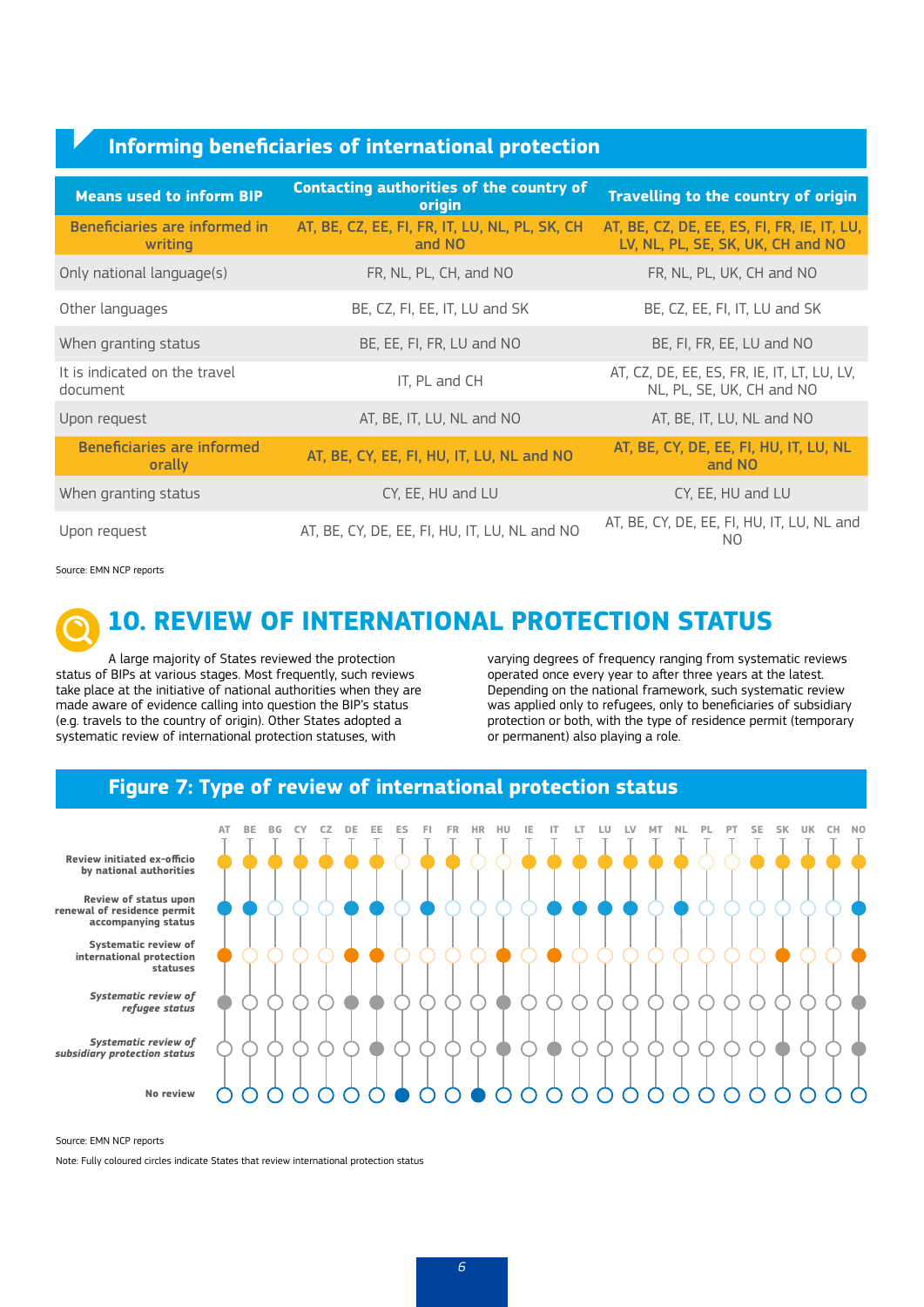## Informing beneficiaries of international protection

| Means used to inform BIP | Contacting authorities of the country of origin | Travelling to the country of origin |
|---|---|---|
| **Beneficiaries are informed in writing** | **AT, BE, CZ, EE, FI, FR, IT, LU, NL, PL, SK, CH and NO** | **AT, BE, CZ, DE, EE, ES, FI, FR, IE, IT, LU, LV, NL, PL, SE, SK, UK, CH and NO** |
| Only national language(s) | FR, NL, PL, CH, and NO | FR, NL, PL, UK, CH and NO |
| Other languages | BE, CZ, FI, EE, IT, LU and SK | BE, CZ, EE, FI, IT, LU and SK |
| When granting status | BE, EE, FI, FR, LU and NO | BE, FI, FR, EE, LU and NO |
| It is indicated on the travel document | IT, PL and CH | AT, CZ, DE, EE, ES, FR, IE, IT, LT, LU, LV, NL, PL, SE, UK, CH and NO |
| Upon request | AT, BE, IT, LU, NL and NO | AT, BE, IT, LU, NL and NO |
| **Beneficiaries are informed orally** | **AT, BE, CY, EE, FI, HU, IT, LU, NL and NO** | **AT, BE, CY, DE, EE, FI, HU, IT, LU, NL and NO** |
| When granting status | CY, EE, HU and LU | CY, EE, HU and LU |
| Upon request | AT, BE, CY, DE, EE, FI, HU, IT, LU, NL and NO | AT, BE, CY, DE, EE, FI, HU, IT, LU, NL and NO |

Source: EMN NCP reports

## 10. REVIEW OF INTERNATIONAL PROTECTION STATUS

A large majority of States reviewed the protection status of BIPs at various stages. Most frequently, such reviews take place at the initiative of national authorities when they are made aware of evidence calling into question the BIP's status (e.g. travels to the country of origin). Other States adopted a systematic review of international protection statuses, with varying degrees of frequency ranging from systematic reviews operated once every year to after three years at the latest. Depending on the national framework, such systematic review was applied only to refugees, only to beneficiaries of subsidiary protection or both, with the type of residence permit (temporary or permanent) also playing a role.

## Figure 7: Type of review of international protection status

| | AT | BE | BG | CY | CZ | DE | EE | ES | FI | FR | HR | HU | IE | IT | LT | LU | LV | MT | NL | PL | PT | SE | SK | UK | CH | NO |
|---|---|---|---|---|---|---|---|---|---|---|---|---|---|---|---|---|---|---|---|---|---|---|---|---|---|---|
| Review initiated ex-officio by national authorities | ● | ● | ● | ● | ● | ● | ● | ○ | ● | ● | ○ | ○ | ● | ● | ● | ● | ● | ● | ● | ○ | ○ | ● | ● | ● | ● | ● |
| Review of status upon renewal of residence permit accompanying status | ● | ● | ○ | ○ | ○ | ● | ● | ○ | ● | ○ | ○ | ○ | ○ | ● | ● | ● | ● | ○ | ● | ○ | ○ | ○ | ○ | ○ | ○ | ● |
| Systematic review of international protection statuses | ● | ○ | ○ | ○ | ○ | ● | ● | ○ | ○ | ○ | ○ | ● | ○ | ● | ○ | ○ | ○ | ○ | ○ | ○ | ○ | ○ | ● | ○ | ○ | ● |
| *Systematic review of refugee status* | ● | ○ | ○ | ○ | ○ | ● | ● | ○ | ○ | ○ | ○ | ● | ○ | ○ | ○ | ○ | ○ | ○ | ○ | ○ | ○ | ○ | ○ | ○ | ○ | ● |
| *Systematic review of subsidiary protection status* | ○ | ○ | ○ | ○ | ○ | ○ | ● | ○ | ○ | ○ | ○ | ● | ○ | ● | ○ | ○ | ○ | ○ | ○ | ○ | ○ | ○ | ● | ○ | ○ | ● |
| No review | ○ | ○ | ○ | ○ | ○ | ○ | ○ | ● | ○ | ○ | ● | ○ | ○ | ○ | ○ | ○ | ○ | ○ | ○ | ○ | ○ | ○ | ○ | ○ | ○ | ○ |

Source: EMN NCP reports

Note: Fully coloured circles indicate States that review international protection status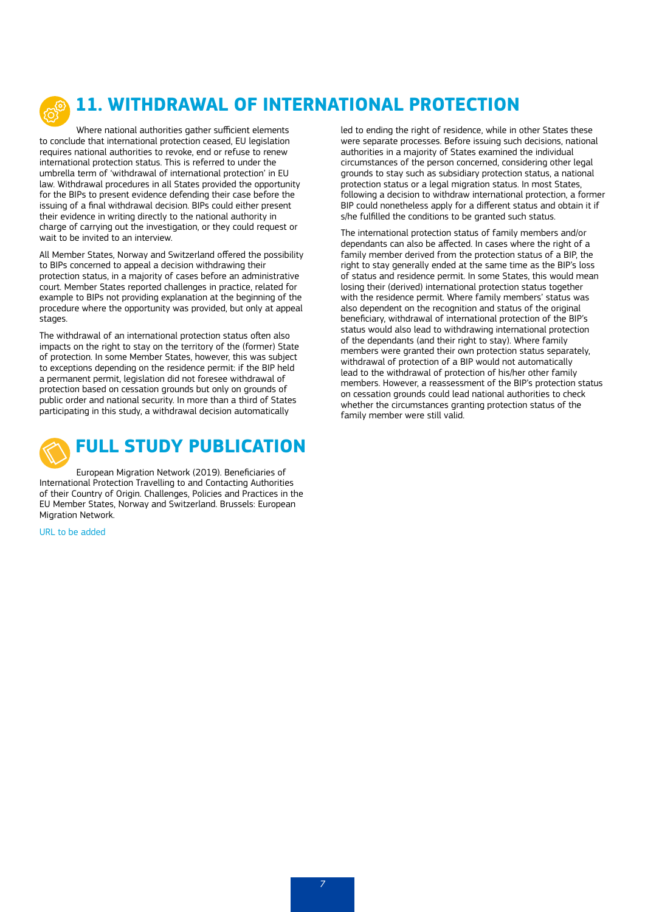## 11. WITHDRAWAL OF INTERNATIONAL PROTECTION

Where national authorities gather sufficient elements to conclude that international protection ceased, EU legislation requires national authorities to revoke, end or refuse to renew international protection status. This is referred to under the umbrella term of 'withdrawal of international protection' in EU law. Withdrawal procedures in all States provided the opportunity for the BIPs to present evidence defending their case before the issuing of a final withdrawal decision. BIPs could either present their evidence in writing directly to the national authority in charge of carrying out the investigation, or they could request or wait to be invited to an interview.

All Member States, Norway and Switzerland offered the possibility to BIPs concerned to appeal a decision withdrawing their protection status, in a majority of cases before an administrative court. Member States reported challenges in practice, related for example to BIPs not providing explanation at the beginning of the procedure where the opportunity was provided, but only at appeal stages.

The withdrawal of an international protection status often also impacts on the right to stay on the territory of the (former) State of protection. In some Member States, however, this was subject to exceptions depending on the residence permit: if the BIP held a permanent permit, legislation did not foresee withdrawal of protection based on cessation grounds but only on grounds of public order and national security. In more than a third of States participating in this study, a withdrawal decision automatically led to ending the right of residence, while in other States these were separate processes. Before issuing such decisions, national authorities in a majority of States examined the individual circumstances of the person concerned, considering other legal grounds to stay such as subsidiary protection status, a national protection status or a legal migration status. In most States, following a decision to withdraw international protection, a former BIP could nonetheless apply for a different status and obtain it if s/he fulfilled the conditions to be granted such status.

The international protection status of family members and/or dependants can also be affected. In cases where the right of a family member derived from the protection status of a BIP, the right to stay generally ended at the same time as the BIP's loss of status and residence permit. In some States, this would mean losing their (derived) international protection status together with the residence permit. Where family members' status was also dependent on the recognition and status of the original beneficiary, withdrawal of international protection of the BIP's status would also lead to withdrawing international protection of the dependants (and their right to stay). Where family members were granted their own protection status separately, withdrawal of protection of a BIP would not automatically lead to the withdrawal of protection of his/her other family members. However, a reassessment of the BIP's protection status on cessation grounds could lead national authorities to check whether the circumstances granting protection status of the family member were still valid.

## FULL STUDY PUBLICATION

European Migration Network (2019). Beneficiaries of International Protection Travelling to and Contacting Authorities of their Country of Origin. Challenges, Policies and Practices in the EU Member States, Norway and Switzerland. Brussels: European Migration Network.

URL to be added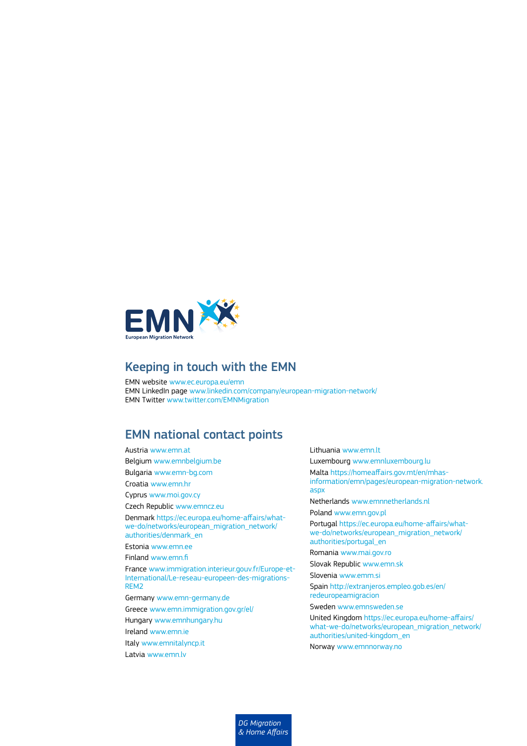## Keeping in touch with the EMN

EMN website www.ec.europa.eu/emn
EMN LinkedIn page www.linkedin.com/company/european-migration-network/
EMN Twitter www.twitter.com/EMNMigration

## EMN national contact points

Austria www.emn.at

Belgium www.emnbelgium.be

Bulgaria www.emn-bg.com

Croatia www.emn.hr

Cyprus www.moi.gov.cy

Czech Republic www.emncz.eu

Denmark https://ec.europa.eu/home-affairs/what-we-do/networks/european_migration_network/authorities/denmark_en

Estonia www.emn.ee

Finland www.emn.fi

France www.immigration.interieur.gouv.fr/Europe-et-International/Le-reseau-europeen-des-migrations-REM2

Germany www.emn-germany.de

Greece www.emn.immigration.gov.gr/el/

Hungary www.emnhungary.hu

Ireland www.emn.ie

Italy www.emnitalyncp.it

Latvia www.emn.lv

Lithuania www.emn.lt

Luxembourg www.emnluxembourg.lu

Malta https://homeaffairs.gov.mt/en/mhas-information/emn/pages/european-migration-network.aspx

Netherlands www.emnnetherlands.nl

Poland www.emn.gov.pl

Portugal https://ec.europa.eu/home-affairs/what-we-do/networks/european_migration_network/authorities/portugal_en

Romania www.mai.gov.ro

Slovak Republic www.emn.sk

Slovenia www.emm.si

Spain http://extranjeros.empleo.gob.es/en/redeuropeamigracion

Sweden www.emnsweden.se

United Kingdom https://ec.europa.eu/home-affairs/what-we-do/networks/european_migration_network/authorities/united-kingdom_en

Norway www.emnnorway.no

*DG Migration & Home Affairs*